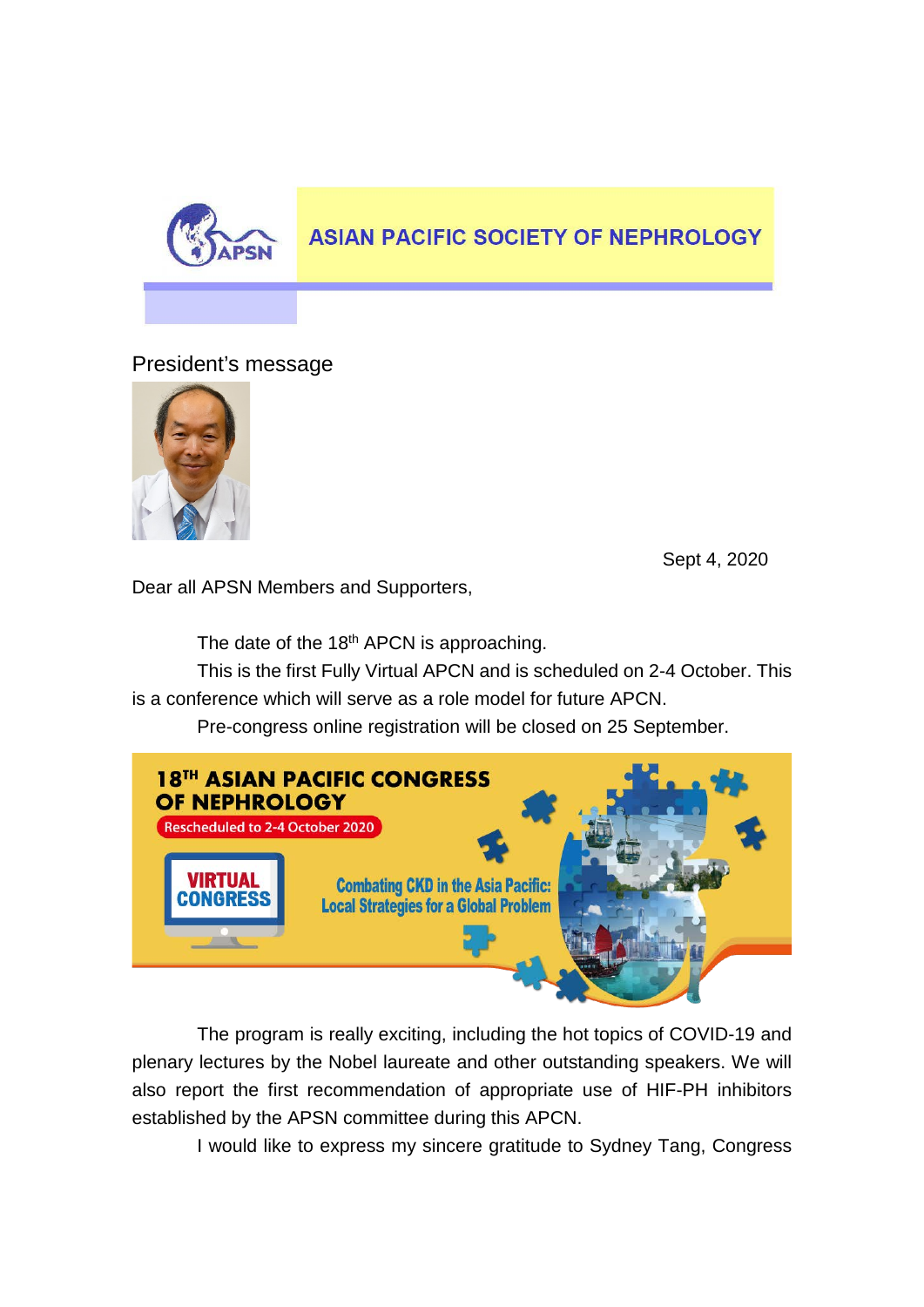# ASIAN PACIFIC SOCIETY OF NEPHROLOGY

## President's message

Sept 4, 2020

Dear all APSN Members and Supporters,

The date of the 18th APCN is approaching.

This is the first Fully Virtual APCN and is scheduled on 2-4 October. This is a conference which will serve as a role model for future APCN.

Pre-congress online registration will be closed on 25 September.

**18TH ASIAN PACIFIC CONGRESS OF NEPHROLOGY**

Rescheduled to 2-4 October 2020

**VIRTUAL CONGRESS**

**Combating CKD in the Asia Pacific: Local Strategies for a Global Problem**

The program is really exciting, including the hot topics of COVID-19 and plenary lectures by the Nobel laureate and other outstanding speakers. We will also report the first recommendation of appropriate use of HIF-PH inhibitors established by the APSN committee during this APCN.

I would like to express my sincere gratitude to Sydney Tang, Congress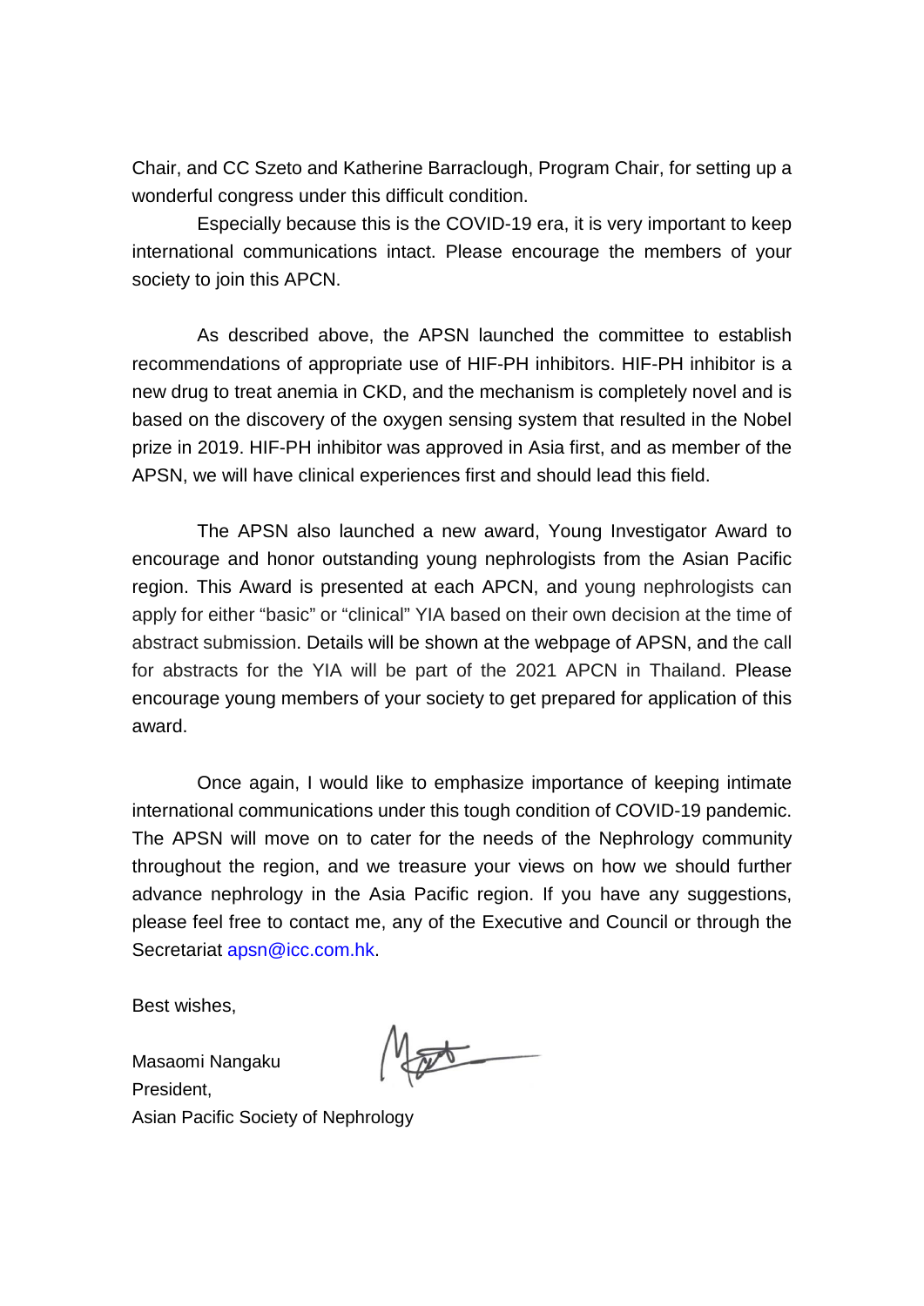Chair, and CC Szeto and Katherine Barraclough, Program Chair, for setting up a wonderful congress under this difficult condition.

Especially because this is the COVID-19 era, it is very important to keep international communications intact. Please encourage the members of your society to join this APCN.

As described above, the APSN launched the committee to establish recommendations of appropriate use of HIF-PH inhibitors. HIF-PH inhibitor is a new drug to treat anemia in CKD, and the mechanism is completely novel and is based on the discovery of the oxygen sensing system that resulted in the Nobel prize in 2019. HIF-PH inhibitor was approved in Asia first, and as member of the APSN, we will have clinical experiences first and should lead this field.

The APSN also launched a new award, Young Investigator Award to encourage and honor outstanding young nephrologists from the Asian Pacific region. This Award is presented at each APCN, and young nephrologists can apply for either "basic" or "clinical" YIA based on their own decision at the time of abstract submission. Details will be shown at the webpage of APSN, and the call for abstracts for the YIA will be part of the 2021 APCN in Thailand. Please encourage young members of your society to get prepared for application of this award.

Once again, I would like to emphasize importance of keeping intimate international communications under this tough condition of COVID-19 pandemic. The APSN will move on to cater for the needs of the Nephrology community throughout the region, and we treasure your views on how we should further advance nephrology in the Asia Pacific region. If you have any suggestions, please feel free to contact me, any of the Executive and Council or through the Secretariat apsn@icc.com.hk.

Best wishes,

Masaomi Nangaku  
President,  
Asian Pacific Society of Nephrology